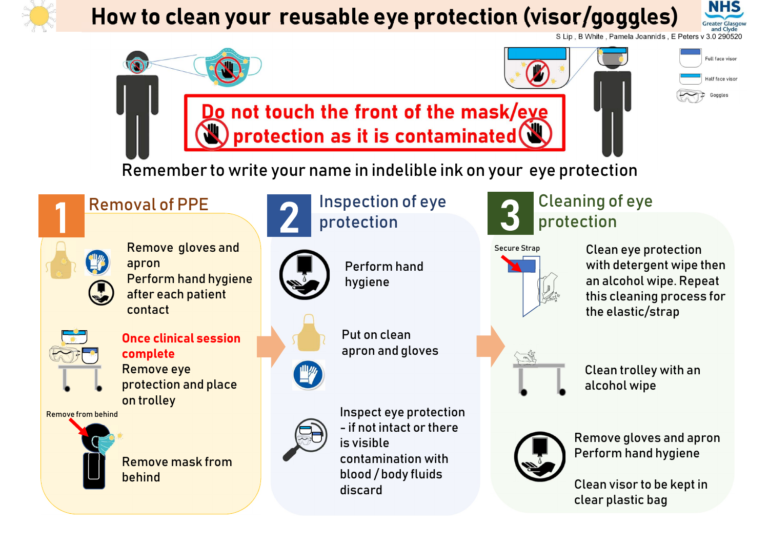# How to clean your reusable eye protection (visor/goggles)

NHS Greater Glasgow and Clyde

S Lip , B White , Pamela Joannids , E Peters v 3.0 290520

Full face visor

Half face visor

Goggles

**Do not touch the front of the mask/eye protection as it is contaminated**

Remember to write your name in indelible ink on your eye protection

## 1 Removal of PPE

Remove gloves and apron
Perform hand hygiene after each patient contact

**Once clinical session complete**
Remove eye protection and place on trolley

Remove from behind

Remove mask from behind

## 2 Inspection of eye protection

Perform hand hygiene

Put on clean apron and gloves

Inspect eye protection - if not intact or there is visible contamination with blood / body fluids discard

## 3 Cleaning of eye protection

Secure Strap

Clean eye protection with detergent wipe then an alcohol wipe. Repeat this cleaning process for the elastic/strap

Clean trolley with an alcohol wipe

Remove gloves and apron
Perform hand hygiene

Clean visor to be kept in clear plastic bag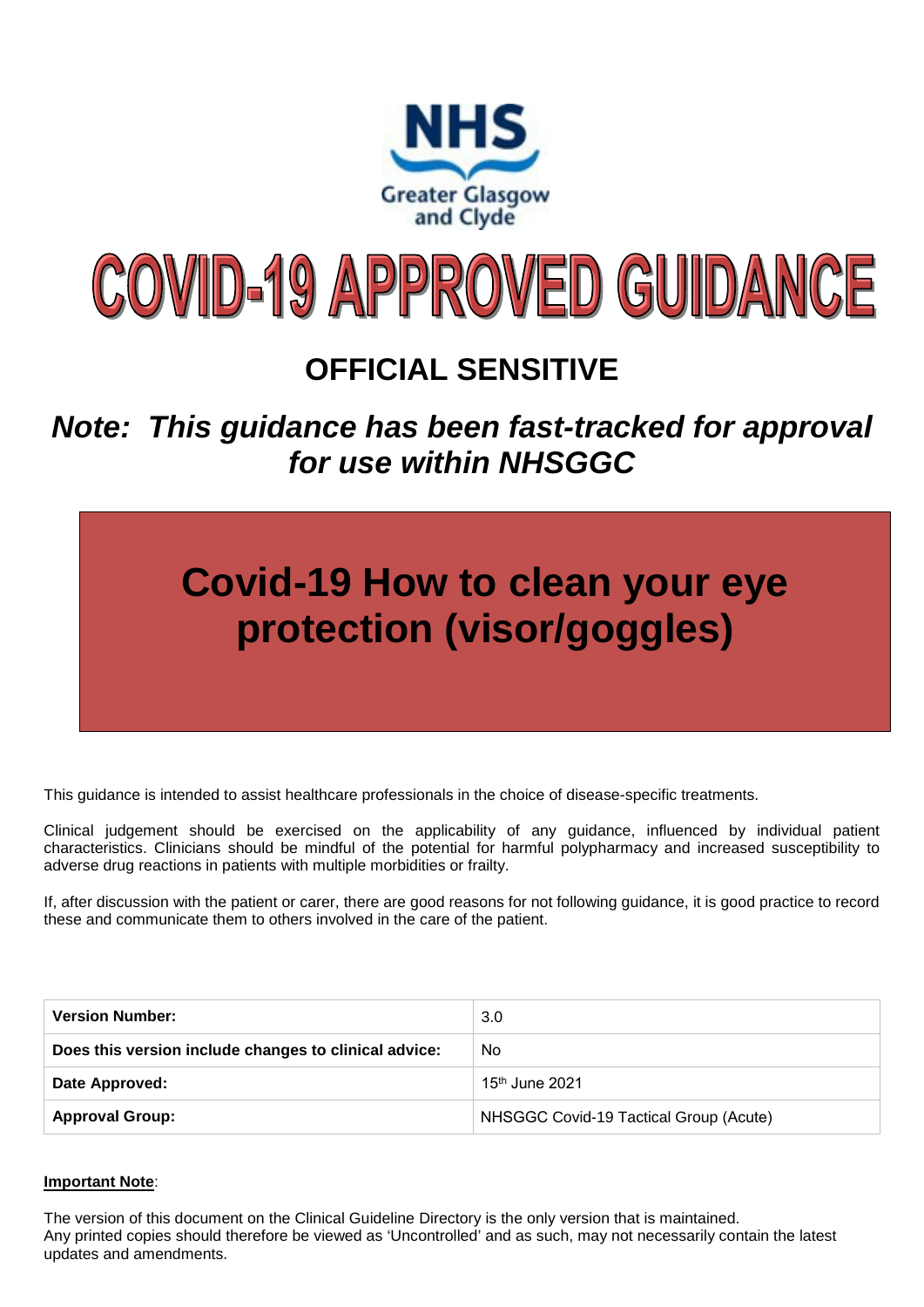NHS Greater Glasgow and Clyde

# COVID-19 APPROVED GUIDANCE

## OFFICIAL SENSITIVE

## *Note: This guidance has been fast-tracked for approval for use within NHSGGC*

# Covid-19 How to clean your eye protection (visor/goggles)

This guidance is intended to assist healthcare professionals in the choice of disease-specific treatments.

Clinical judgement should be exercised on the applicability of any guidance, influenced by individual patient characteristics. Clinicians should be mindful of the potential for harmful polypharmacy and increased susceptibility to adverse drug reactions in patients with multiple morbidities or frailty.

If, after discussion with the patient or carer, there are good reasons for not following guidance, it is good practice to record these and communicate them to others involved in the care of the patient.

| | |
|---|---|
| **Version Number:** | 3.0 |
| **Does this version include changes to clinical advice:** | No |
| **Date Approved:** | 15th June 2021 |
| **Approval Group:** | NHSGGC Covid-19 Tactical Group (Acute) |

**Important Note**:

The version of this document on the Clinical Guideline Directory is the only version that is maintained.
Any printed copies should therefore be viewed as 'Uncontrolled' and as such, may not necessarily contain the latest updates and amendments.